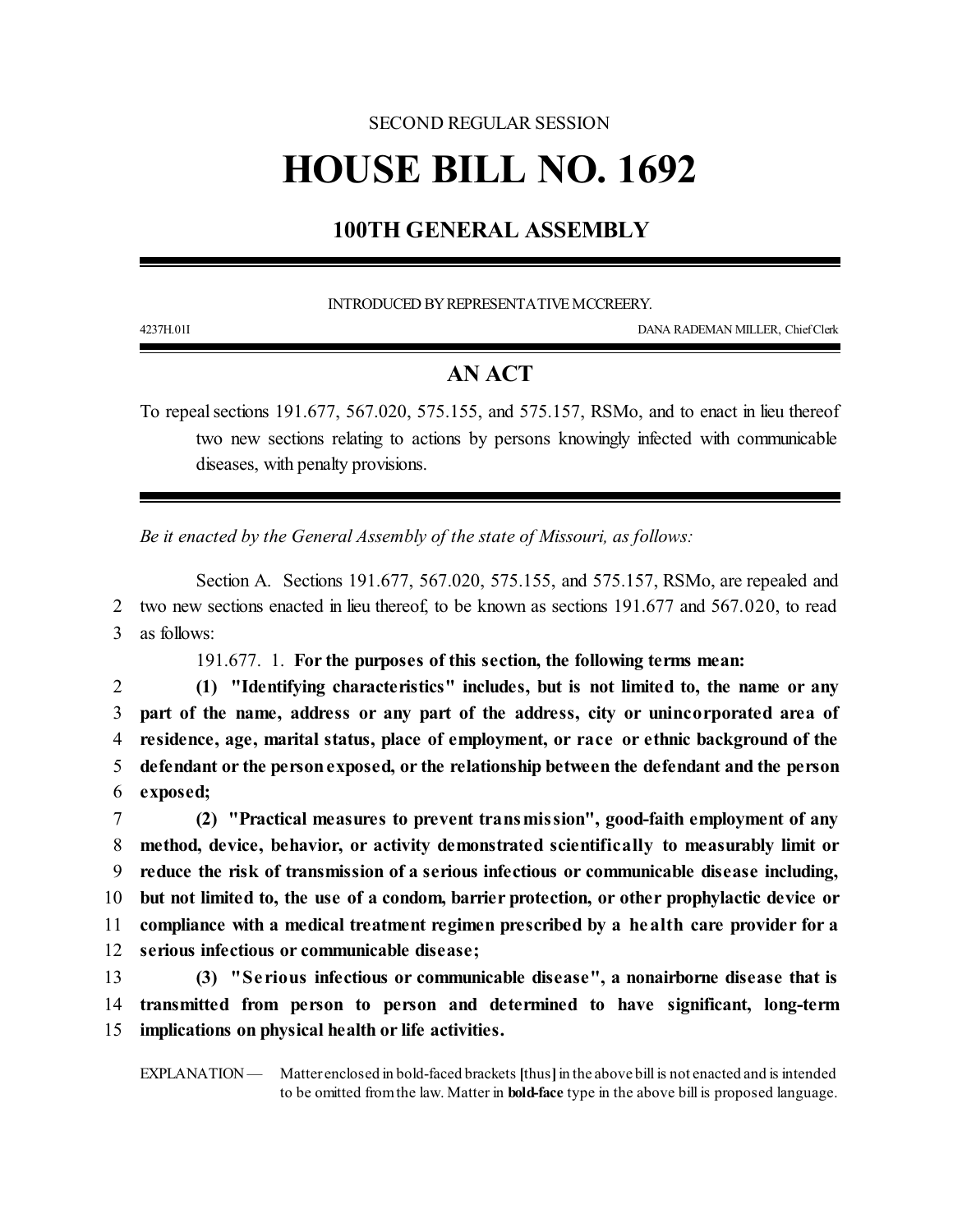SECOND REGULAR SESSION

# HOUSE BILL NO. 1692

## 100TH GENERAL ASSEMBLY

INTRODUCED BY REPRESENTATIVE MCCREERY.

4237H.01I DANA RADEMAN MILLER, Chief Clerk

## AN ACT

To repeal sections 191.677, 567.020, 575.155, and 575.157, RSMo, and to enact in lieu thereof two new sections relating to actions by persons knowingly infected with communicable diseases, with penalty provisions.

*Be it enacted by the General Assembly of the state of Missouri, as follows:*

Section A. Sections 191.677, 567.020, 575.155, and 575.157, RSMo, are repealed and two new sections enacted in lieu thereof, to be known as sections 191.677 and 567.020, to read as follows:

191.677. 1. **For the purposes of this section, the following terms mean:**

**(1) "Identifying characteristics" includes, but is not limited to, the name or any part of the name, address or any part of the address, city or unincorporated area of residence, age, marital status, place of employment, or race or ethnic background of the defendant or the person exposed, or the relationship between the defendant and the person exposed;**

**(2) "Practical measures to prevent transmission", good-faith employment of any method, device, behavior, or activity demonstrated scientifically to measurably limit or reduce the risk of transmission of a serious infectious or communicable disease including, but not limited to, the use of a condom, barrier protection, or other prophylactic device or compliance with a medical treatment regimen prescribed by a health care provider for a serious infectious or communicable disease;**

**(3) "Serious infectious or communicable disease", a nonairborne disease that is transmitted from person to person and determined to have significant, long-term implications on physical health or life activities.**

EXPLANATION — Matter enclosed in bold-faced brackets **[**thus**]** in the above bill is not enacted and is intended to be omitted from the law. Matter in **bold-face** type in the above bill is proposed language.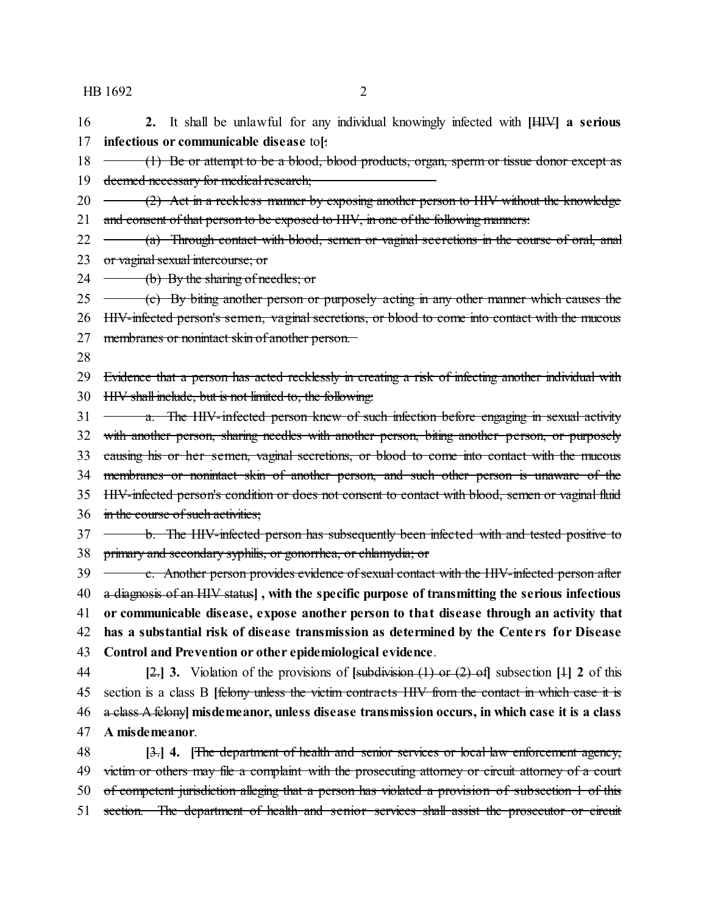**2.** It shall be unlawful for any individual knowingly infected with **[**~~HIV~~**] a serious infectious or communicable disease** to**[**~~:~~

~~(1) Be or attempt to be a blood, blood products, organ, sperm or tissue donor except as deemed necessary for medical research;~~

~~(2) Act in a reckless manner by exposing another person to HIV without the knowledge and consent of that person to be exposed to HIV, in one of the following manners:~~

~~(a) Through contact with blood, semen or vaginal secretions in the course of oral, anal or vaginal sexual intercourse; or~~

~~(b) By the sharing of needles; or~~

~~(c) By biting another person or purposely acting in any other manner which causes the HIV-infected person's semen, vaginal secretions, or blood to come into contact with the mucous membranes or nonintact skin of another person.~~

~~Evidence that a person has acted recklessly in creating a risk of infecting another individual with HIV shall include, but is not limited to, the following:~~

~~a. The HIV-infected person knew of such infection before engaging in sexual activity with another person, sharing needles with another person, biting another person, or purposely causing his or her semen, vaginal secretions, or blood to come into contact with the mucous membranes or nonintact skin of another person, and such other person is unaware of the HIV-infected person's condition or does not consent to contact with blood, semen or vaginal fluid in the course of such activities;~~

~~b. The HIV-infected person has subsequently been infected with and tested positive to primary and secondary syphilis, or gonorrhea, or chlamydia; or~~

~~c. Another person provides evidence of sexual contact with the HIV-infected person after a diagnosis of an HIV status~~**] , with the specific purpose of transmitting the serious infectious or communicable disease, expose another person to that disease through an activity that has a substantial risk of disease transmission as determined by the Centers for Disease Control and Prevention or other epidemiological evidence**.

**[**~~2.~~**] 3.** Violation of the provisions of **[**~~subdivision (1) or (2) of~~**]** subsection **[**~~1~~**] 2** of this section is a class B **[**~~felony unless the victim contracts HIV from the contact in which case it is a class A felony~~**] misdemeanor, unless disease transmission occurs, in which case it is a class A misdemeanor**.

**[**~~3.~~**] 4. [**~~The department of health and senior services or local law enforcement agency, victim or others may file a complaint with the prosecuting attorney or circuit attorney of a court of competent jurisdiction alleging that a person has violated a provision of subsection 1 of this section. The department of health and senior services shall assist the prosecutor or circuit~~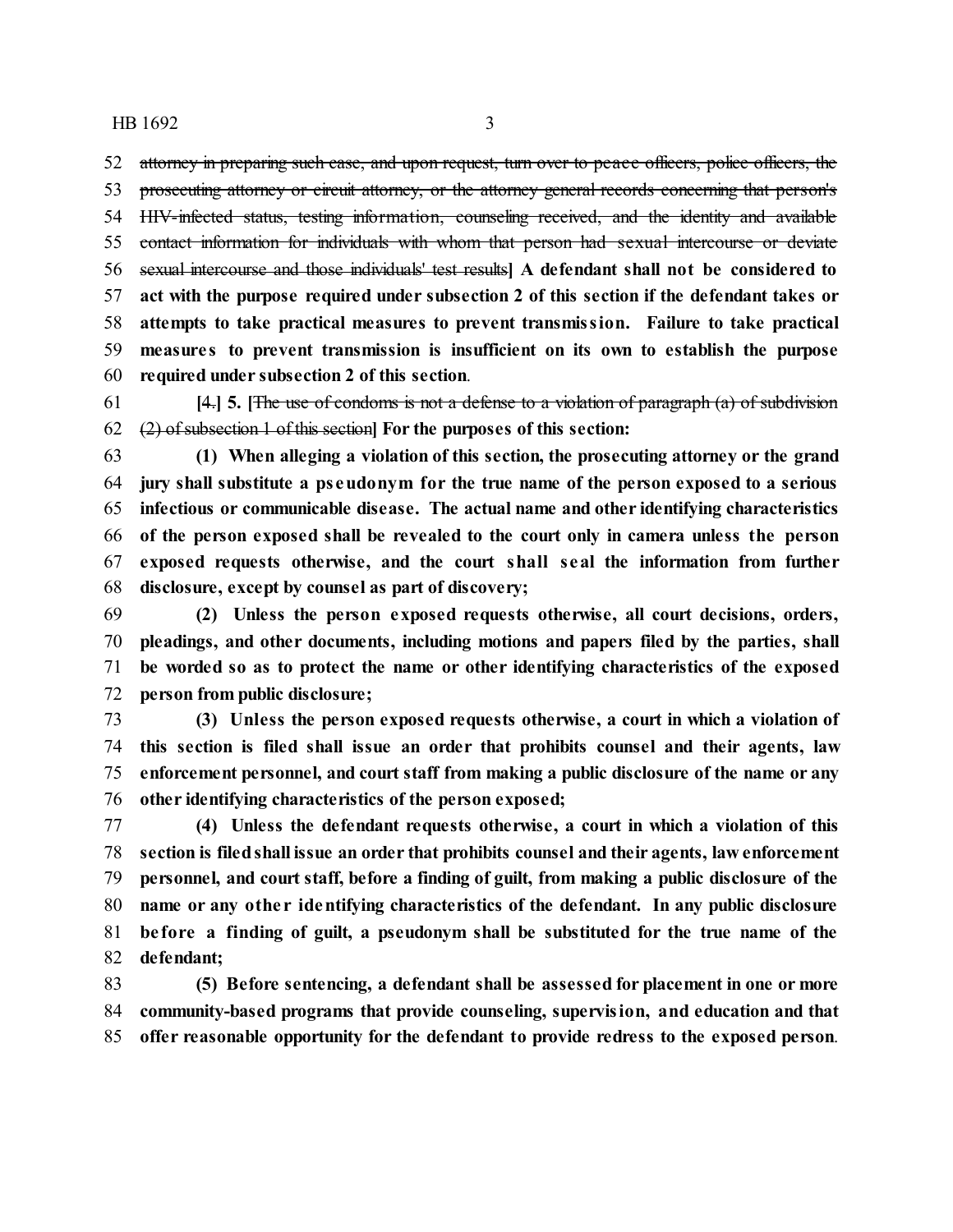~~attorney in preparing such case, and upon request, turn over to peace officers, police officers, the prosecuting attorney or circuit attorney, or the attorney general records concerning that person's HIV-infected status, testing information, counseling received, and the identity and available contact information for individuals with whom that person had sexual intercourse or deviate sexual intercourse and those individuals' test results~~] **A defendant shall not be considered to act with the purpose required under subsection 2 of this section if the defendant takes or attempts to take practical measures to prevent transmission. Failure to take practical measures to prevent transmission is insufficient on its own to establish the purpose required under subsection 2 of this section**.

[~~4.~~] **5.** [~~The use of condoms is not a defense to a violation of paragraph (a) of subdivision (2) of subsection 1 of this section~~] **For the purposes of this section:**

**(1) When alleging a violation of this section, the prosecuting attorney or the grand jury shall substitute a pseudonym for the true name of the person exposed to a serious infectious or communicable disease. The actual name and other identifying characteristics of the person exposed shall be revealed to the court only in camera unless the person exposed requests otherwise, and the court shall seal the information from further disclosure, except by counsel as part of discovery;**

**(2) Unless the person exposed requests otherwise, all court decisions, orders, pleadings, and other documents, including motions and papers filed by the parties, shall be worded so as to protect the name or other identifying characteristics of the exposed person from public disclosure;**

**(3) Unless the person exposed requests otherwise, a court in which a violation of this section is filed shall issue an order that prohibits counsel and their agents, law enforcement personnel, and court staff from making a public disclosure of the name or any other identifying characteristics of the person exposed;**

**(4) Unless the defendant requests otherwise, a court in which a violation of this section is filed shall issue an order that prohibits counsel and their agents, law enforcement personnel, and court staff, before a finding of guilt, from making a public disclosure of the name or any other identifying characteristics of the defendant. In any public disclosure before a finding of guilt, a pseudonym shall be substituted for the true name of the defendant;**

**(5) Before sentencing, a defendant shall be assessed for placement in one or more community-based programs that provide counseling, supervision, and education and that offer reasonable opportunity for the defendant to provide redress to the exposed person**.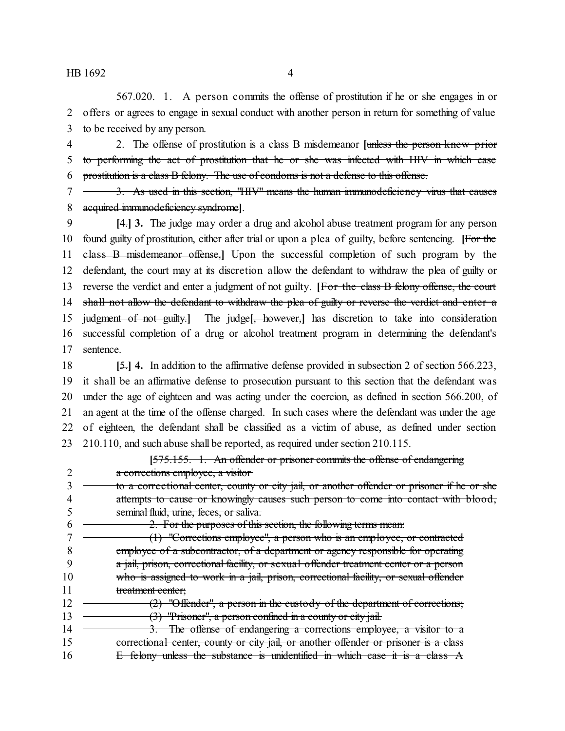567.020. 1. A person commits the offense of prostitution if he or she engages in or offers or agrees to engage in sexual conduct with another person in return for something of value to be received by any person.

2. The offense of prostitution is a class B misdemeanor **[**~~unless the person knew prior to performing the act of prostitution that he or she was infected with HIV in which case prostitution is a class B felony. The use of condoms is not a defense to this offense.~~

~~3. As used in this section, "HIV" means the human immunodeficiency virus that causes acquired immunodeficiency syndrome~~**]**.

**[**~~4.~~**] 3.** The judge may order a drug and alcohol abuse treatment program for any person found guilty of prostitution, either after trial or upon a plea of guilty, before sentencing. **[**~~For the class B misdemeanor offense,~~**]** Upon the successful completion of such program by the defendant, the court may at its discretion allow the defendant to withdraw the plea of guilty or reverse the verdict and enter a judgment of not guilty. **[**~~For the class B felony offense, the court shall not allow the defendant to withdraw the plea of guilty or reverse the verdict and enter a judgment of not guilty.~~**]** The judge**[**~~, however,~~**]** has discretion to take into consideration successful completion of a drug or alcohol treatment program in determining the defendant's sentence.

**[**~~5.~~**] 4.** In addition to the affirmative defense provided in subsection 2 of section 566.223, it shall be an affirmative defense to prosecution pursuant to this section that the defendant was under the age of eighteen and was acting under the coercion, as defined in section 566.200, of an agent at the time of the offense charged. In such cases where the defendant was under the age of eighteen, the defendant shall be classified as a victim of abuse, as defined under section 210.110, and such abuse shall be reported, as required under section 210.115.

**[**~~575.155. 1. An offender or prisoner commits the offense of endangering a corrections employee, a visitor to a correctional center, county or city jail, or another offender or prisoner if he or she attempts to cause or knowingly causes such person to come into contact with blood, seminal fluid, urine, feces, or saliva.~~

~~2. For the purposes of this section, the following terms mean:~~

~~(1) "Corrections employee", a person who is an employee, or contracted employee of a subcontractor, of a department or agency responsible for operating a jail, prison, correctional facility, or sexual offender treatment center or a person who is assigned to work in a jail, prison, correctional facility, or sexual offender treatment center;~~

~~(2) "Offender", a person in the custody of the department of corrections;~~

~~(3) "Prisoner", a person confined in a county or city jail.~~

~~3. The offense of endangering a corrections employee, a visitor to a correctional center, county or city jail, or another offender or prisoner is a class E felony unless the substance is unidentified in which case it is a class A~~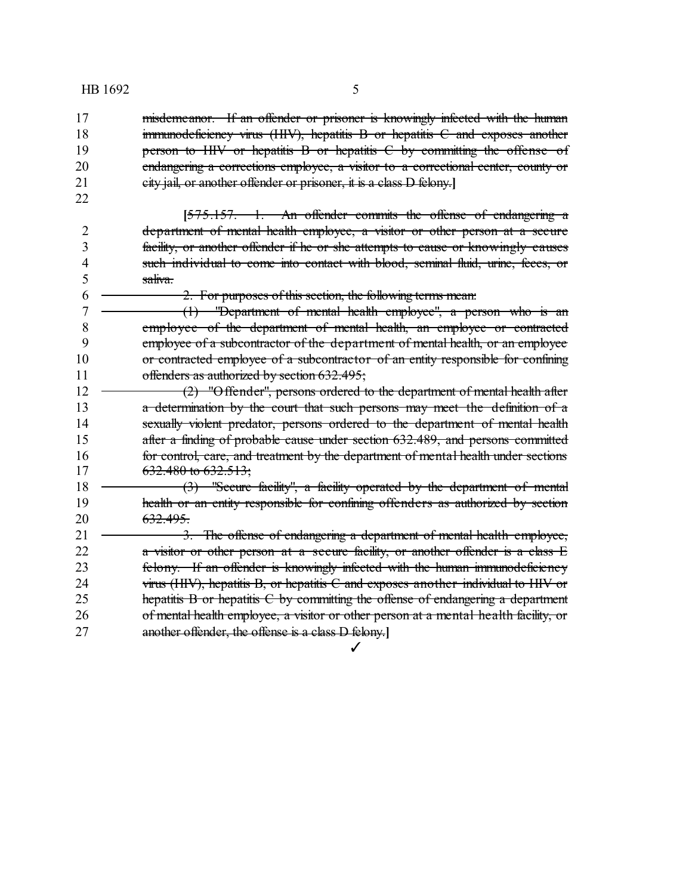~~misdemeanor. If an offender or prisoner is knowingly infected with the human immunodeficiency virus (HIV), hepatitis B or hepatitis C and exposes another person to HIV or hepatitis B or hepatitis C by committing the offense of endangering a corrections employee, a visitor to a correctional center, county or city jail, or another offender or prisoner, it is a class D felony.~~]

[~~575.157. 1. An offender commits the offense of endangering a department of mental health employee, a visitor or other person at a secure facility, or another offender if he or she attempts to cause or knowingly causes such individual to come into contact with blood, seminal fluid, urine, feces, or saliva.~~

~~2. For purposes of this section, the following terms mean:~~

~~(1) "Department of mental health employee", a person who is an employee of the department of mental health, an employee or contracted employee of a subcontractor of the department of mental health, or an employee or contracted employee of a subcontractor of an entity responsible for confining offenders as authorized by section 632.495;~~

~~(2) "Offender", persons ordered to the department of mental health after a determination by the court that such persons may meet the definition of a sexually violent predator, persons ordered to the department of mental health after a finding of probable cause under section 632.489, and persons committed for control, care, and treatment by the department of mental health under sections 632.480 to 632.513;~~

~~(3) "Secure facility", a facility operated by the department of mental health or an entity responsible for confining offenders as authorized by section 632.495.~~

~~3. The offense of endangering a department of mental health employee, a visitor or other person at a secure facility, or another offender is a class E felony. If an offender is knowingly infected with the human immunodeficiency virus (HIV), hepatitis B, or hepatitis C and exposes another individual to HIV or hepatitis B or hepatitis C by committing the offense of endangering a department of mental health employee, a visitor or other person at a mental health facility, or another offender, the offense is a class D felony.~~]

✓